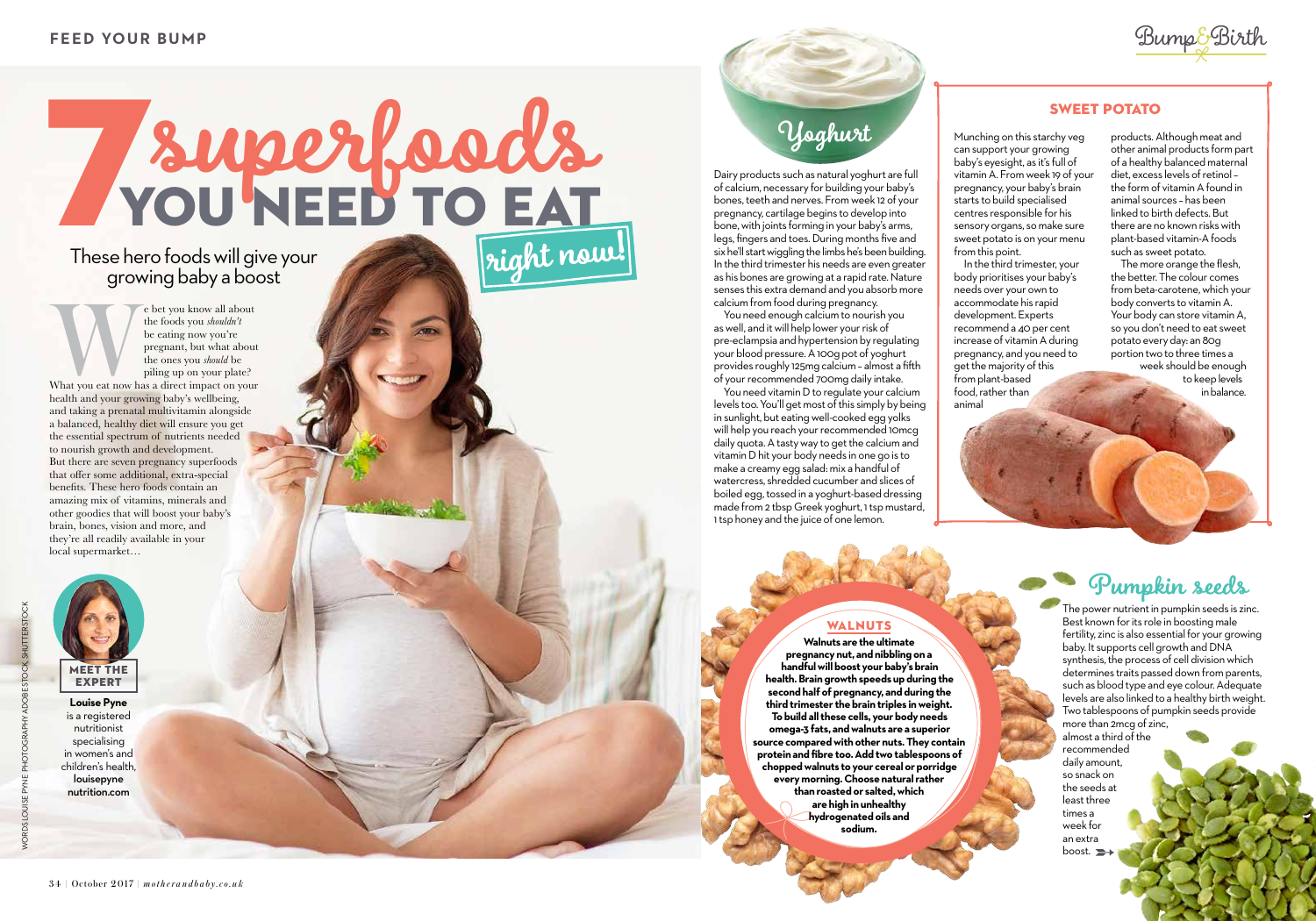# 7 superfoods YOU NEED TO EAT right now!

These hero foods will give your growing baby a boost

We bet you know all about the foods you *shouldn't* be eating now you're pregnant, but what about the ones you *should* be piling up on your plate? What you eat now has a direct impact on your health and your growing baby's wellbeing, and taking a prenatal multivitamin alongside a balanced, healthy diet will ensure you get the essential spectrum of nutrients needed to nourish growth and development. But there are seven pregnancy superfoods that offer some additional, extra-special benefits. These hero foods contain an amazing mix of vitamins, minerals and other goodies that will boost your baby's brain, bones, vision and more, and they're all readily available in your local supermarket…

**MEET THE EXPERT**

**Louise Pyne** is a registered nutritionist specialising in women's and children's health, **louisepyne nutrition.com**

WORDS LOUISE PYNE PHOTOGRAPHY ADOBE STOCK SHUTTERSTOCK

## Yoghurt

Dairy products such as natural yoghurt are full of calcium, necessary for building your baby's bones, teeth and nerves. From week 12 of your pregnancy, cartilage begins to develop into bone, with joints forming in your baby's arms, legs, fingers and toes. During months five and six he'll start wiggling the limbs he's been building. In the third trimester his needs are even greater as his bones are growing at a rapid rate. Nature senses this extra demand and you absorb more calcium from food during pregnancy.

You need enough calcium to nourish you as well, and it will help lower your risk of pre-eclampsia and hypertension by regulating your blood pressure. A 100g pot of yoghurt provides roughly 125mg calcium – almost a fifth of your recommended 700mg daily intake.

You need vitamin D to regulate your calcium levels too. You'll get most of this simply by being in sunlight, but eating well-cooked egg yolks will help you reach your recommended 10mcg daily quota. A tasty way to get the calcium and vitamin D hit your body needs in one go is to make a creamy egg salad: mix a handful of watercress, shredded cucumber and slices of boiled egg, tossed in a yoghurt-based dressing made from 2 tbsp Greek yoghurt, 1 tsp mustard, 1 tsp honey and the juice of one lemon.

## SWEET POTATO

Munching on this starchy veg can support your growing baby's eyesight, as it's full of vitamin A. From week 19 of your pregnancy, your baby's brain starts to build specialised centres responsible for his sensory organs, so make sure sweet potato is on your menu from this point.

In the third trimester, your body prioritises your baby's needs over your own to accommodate his rapid development. Experts recommend a 40 per cent increase of vitamin A during pregnancy, and you need to get the majority of this from plant-based food, rather than animal products. Although meat and other animal products form part of a healthy balanced maternal diet, excess levels of retinol – the form of vitamin A found in animal sources – has been linked to birth defects. But there are no known risks with plant-based vitamin-A foods such as sweet potato.

The more orange the flesh, the better. The colour comes from beta-carotene, which your body converts to vitamin A. Your body can store vitamin A, so you don't need to eat sweet potato every day: an 80g portion two to three times a week should be enough to keep levels in balance.

## WALNUTS

**Walnuts are the ultimate pregnancy nut, and nibbling on a handful will boost your baby's brain health. Brain growth speeds up during the second half of pregnancy, and during the third trimester the brain triples in weight. To build all these cells, your body needs omega-3 fats, and walnuts are a superior source compared with other nuts. They contain protein and fibre too. Add two tablespoons of chopped walnuts to your cereal or porridge every morning. Choose natural rather than roasted or salted, which are high in unhealthy hydrogenated oils and sodium.**

## Pumpkin seeds

The power nutrient in pumpkin seeds is zinc. Best known for its role in boosting male fertility, zinc is also essential for your growing baby. It supports cell growth and DNA synthesis, the process of cell division which determines traits passed down from parents, such as blood type and eye colour. Adequate levels are also linked to a healthy birth weight. Two tablespoons of pumpkin seeds provide more than 2mcg of zinc, almost a third of the recommended daily amount, so snack on the seeds at least three times a week for an extra boost.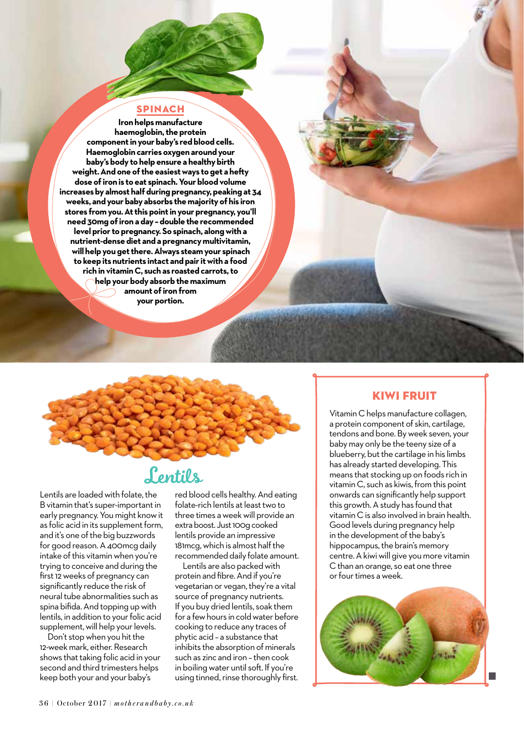## SPINACH

**Iron helps manufacture haemoglobin, the protein component in your baby's red blood cells. Haemoglobin carries oxygen around your baby's body to help ensure a healthy birth weight. And one of the easiest ways to get a hefty dose of iron is to eat spinach. Your blood volume increases by almost half during pregnancy, peaking at 34 weeks, and your baby absorbs the majority of his iron stores from you. At this point in your pregnancy, you'll need 30mg of iron a day – double the recommended level prior to pregnancy. So spinach, along with a nutrient-dense diet and a pregnancy multivitamin, will help you get there. Always steam your spinach to keep its nutrients intact and pair it with a food rich in vitamin C, such as roasted carrots, to help your body absorb the maximum amount of iron from your portion.**

## Lentils

Lentils are loaded with folate, the B vitamin that's super-important in early pregnancy. You might know it as folic acid in its supplement form, and it's one of the big buzzwords for good reason. A 400mcg daily intake of this vitamin when you're trying to conceive and during the first 12 weeks of pregnancy can significantly reduce the risk of neural tube abnormalities such as spina bifida. And topping up with lentils, in addition to your folic acid supplement, will help your levels.

Don't stop when you hit the 12-week mark, either. Research shows that taking folic acid in your second and third trimesters helps keep both your and your baby's red blood cells healthy. And eating folate-rich lentils at least two to three times a week will provide an extra boost. Just 100g cooked lentils provide an impressive 181mcg, which is almost half the recommended daily folate amount.

Lentils are also packed with protein and fibre. And if you're vegetarian or vegan, they're a vital source of pregnancy nutrients. If you buy dried lentils, soak them for a few hours in cold water before cooking to reduce any traces of phytic acid – a substance that inhibits the absorption of minerals such as zinc and iron – then cook in boiling water until soft. If you're using tinned, rinse thoroughly first.

## KIWI FRUIT

Vitamin C helps manufacture collagen, a protein component of skin, cartilage, tendons and bone. By week seven, your baby may only be the teeny size of a blueberry, but the cartilage in his limbs has already started developing. This means that stocking up on foods rich in vitamin C, such as kiwis, from this point onwards can significantly help support this growth. A study has found that vitamin C is also involved in brain health. Good levels during pregnancy help in the development of the baby's hippocampus, the brain's memory centre. A kiwi will give you more vitamin C than an orange, so eat one three or four times a week.